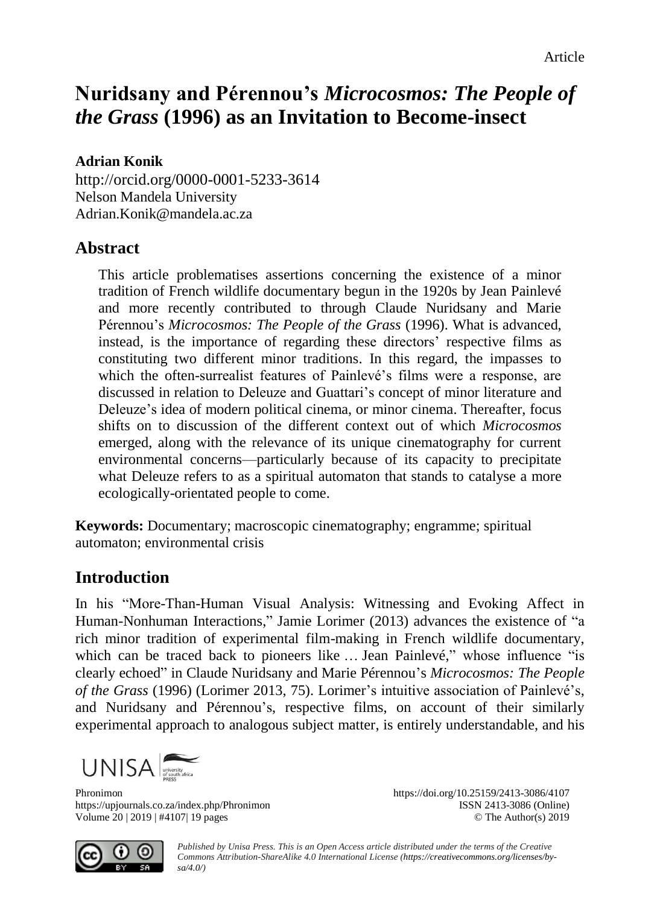Article

# Nuridsany and Pérennou's *Microcosmos: The People of the Grass* (1996) as an Invitation to Become-insect

**Adrian Konik**
http://orcid.org/0000-0001-5233-3614
Nelson Mandela University
Adrian.Konik@mandela.ac.za

## Abstract

This article problematises assertions concerning the existence of a minor tradition of French wildlife documentary begun in the 1920s by Jean Painlevé and more recently contributed to through Claude Nuridsany and Marie Pérennou's *Microcosmos: The People of the Grass* (1996). What is advanced, instead, is the importance of regarding these directors' respective films as constituting two different minor traditions. In this regard, the impasses to which the often-surrealist features of Painlevé's films were a response, are discussed in relation to Deleuze and Guattari's concept of minor literature and Deleuze's idea of modern political cinema, or minor cinema. Thereafter, focus shifts on to discussion of the different context out of which *Microcosmos* emerged, along with the relevance of its unique cinematography for current environmental concerns—particularly because of its capacity to precipitate what Deleuze refers to as a spiritual automaton that stands to catalyse a more ecologically-orientated people to come.

**Keywords:** Documentary; macroscopic cinematography; engramme; spiritual automaton; environmental crisis

## Introduction

In his "More-Than-Human Visual Analysis: Witnessing and Evoking Affect in Human-Nonhuman Interactions," Jamie Lorimer (2013) advances the existence of "a rich minor tradition of experimental film-making in French wildlife documentary, which can be traced back to pioneers like … Jean Painlevé," whose influence "is clearly echoed" in Claude Nuridsany and Marie Pérennou's *Microcosmos: The People of the Grass* (1996) (Lorimer 2013, 75). Lorimer's intuitive association of Painlevé's, and Nuridsany and Pérennou's, respective films, on account of their similarly experimental approach to analogous subject matter, is entirely understandable, and his

Phronimon
https://upjournals.co.za/index.php/Phronimon
Volume 20 | 2019 | #4107| 19 pages

https://doi.org/10.25159/2413-3086/4107
ISSN 2413-3086 (Online)
© The Author(s) 2019

*Published by Unisa Press. This is an Open Access article distributed under the terms of the Creative Commons Attribution-ShareAlike 4.0 International License (https://creativecommons.org/licenses/by-sa/4.0/)*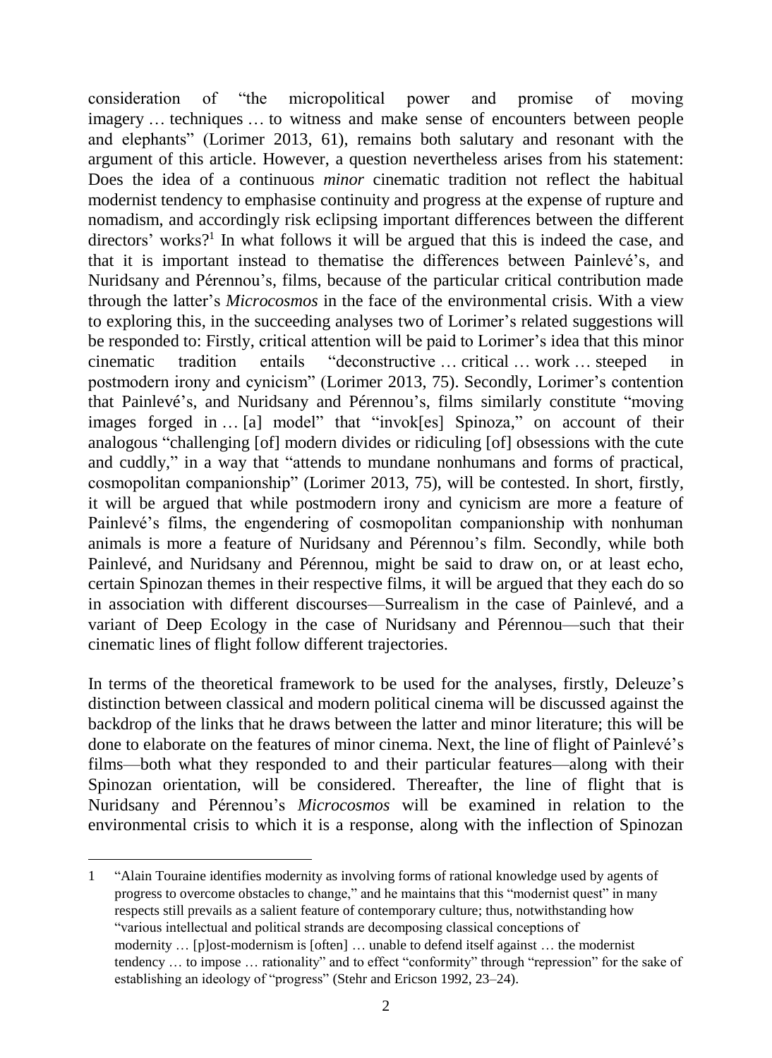consideration of "the micropolitical power and promise of moving imagery … techniques … to witness and make sense of encounters between people and elephants" (Lorimer 2013, 61), remains both salutary and resonant with the argument of this article. However, a question nevertheless arises from his statement: Does the idea of a continuous *minor* cinematic tradition not reflect the habitual modernist tendency to emphasise continuity and progress at the expense of rupture and nomadism, and accordingly risk eclipsing important differences between the different directors' works?[1] In what follows it will be argued that this is indeed the case, and that it is important instead to thematise the differences between Painlevé's, and Nuridsany and Pérennou's, films, because of the particular critical contribution made through the latter's *Microcosmos* in the face of the environmental crisis. With a view to exploring this, in the succeeding analyses two of Lorimer's related suggestions will be responded to: Firstly, critical attention will be paid to Lorimer's idea that this minor cinematic tradition entails "deconstructive … critical … work … steeped in postmodern irony and cynicism" (Lorimer 2013, 75). Secondly, Lorimer's contention that Painlevé's, and Nuridsany and Pérennou's, films similarly constitute "moving images forged in … [a] model" that "invok[es] Spinoza," on account of their analogous "challenging [of] modern divides or ridiculing [of] obsessions with the cute and cuddly," in a way that "attends to mundane nonhumans and forms of practical, cosmopolitan companionship" (Lorimer 2013, 75), will be contested. In short, firstly, it will be argued that while postmodern irony and cynicism are more a feature of Painlevé's films, the engendering of cosmopolitan companionship with nonhuman animals is more a feature of Nuridsany and Pérennou's film. Secondly, while both Painlevé, and Nuridsany and Pérennou, might be said to draw on, or at least echo, certain Spinozan themes in their respective films, it will be argued that they each do so in association with different discourses—Surrealism in the case of Painlevé, and a variant of Deep Ecology in the case of Nuridsany and Pérennou—such that their cinematic lines of flight follow different trajectories.

In terms of the theoretical framework to be used for the analyses, firstly, Deleuze's distinction between classical and modern political cinema will be discussed against the backdrop of the links that he draws between the latter and minor literature; this will be done to elaborate on the features of minor cinema. Next, the line of flight of Painlevé's films—both what they responded to and their particular features—along with their Spinozan orientation, will be considered. Thereafter, the line of flight that is Nuridsany and Pérennou's *Microcosmos* will be examined in relation to the environmental crisis to which it is a response, along with the inflection of Spinozan

---

1 "Alain Touraine identifies modernity as involving forms of rational knowledge used by agents of progress to overcome obstacles to change," and he maintains that this "modernist quest" in many respects still prevails as a salient feature of contemporary culture; thus, notwithstanding how "various intellectual and political strands are decomposing classical conceptions of modernity … [p]ost-modernism is [often] … unable to defend itself against … the modernist tendency … to impose … rationality" and to effect "conformity" through "repression" for the sake of establishing an ideology of "progress" (Stehr and Ericson 1992, 23–24).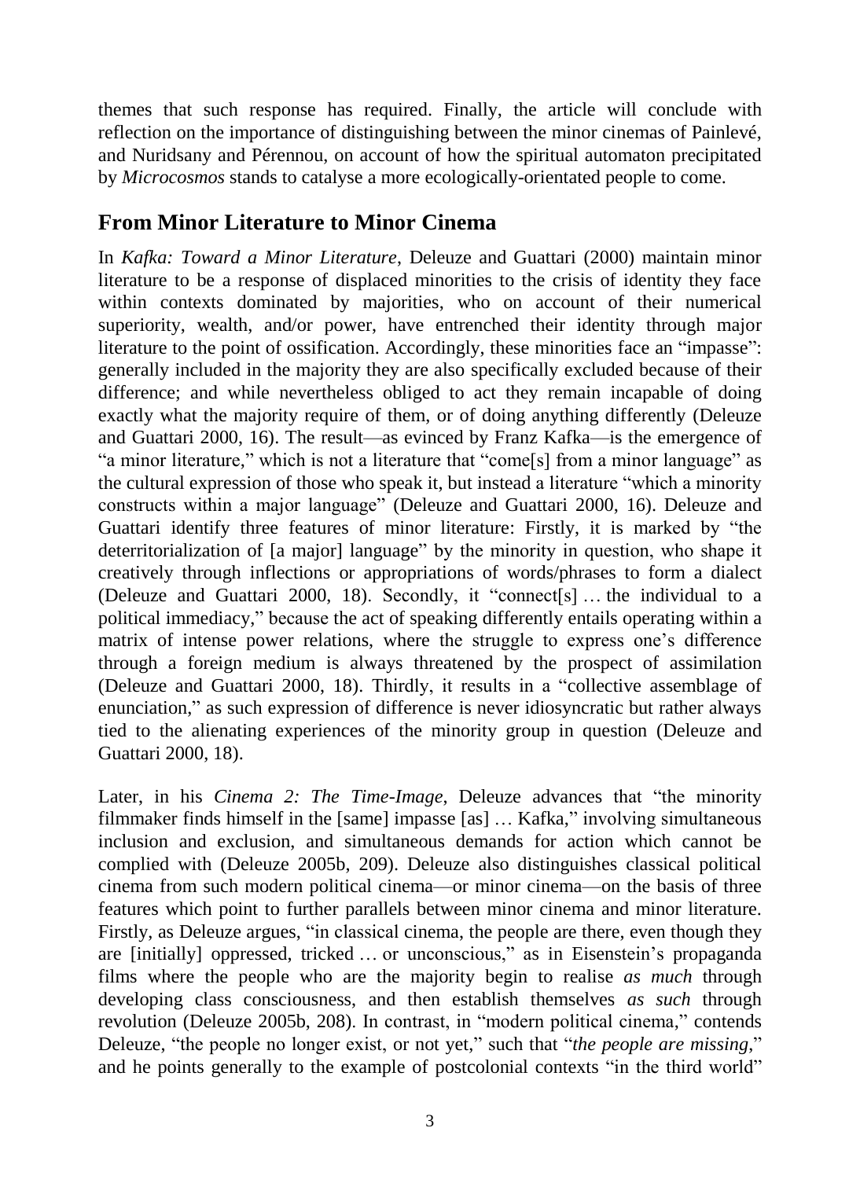themes that such response has required. Finally, the article will conclude with reflection on the importance of distinguishing between the minor cinemas of Painlevé, and Nuridsany and Pérennou, on account of how the spiritual automaton precipitated by *Microcosmos* stands to catalyse a more ecologically-orientated people to come.

## From Minor Literature to Minor Cinema

In *Kafka: Toward a Minor Literature*, Deleuze and Guattari (2000) maintain minor literature to be a response of displaced minorities to the crisis of identity they face within contexts dominated by majorities, who on account of their numerical superiority, wealth, and/or power, have entrenched their identity through major literature to the point of ossification. Accordingly, these minorities face an "impasse": generally included in the majority they are also specifically excluded because of their difference; and while nevertheless obliged to act they remain incapable of doing exactly what the majority require of them, or of doing anything differently (Deleuze and Guattari 2000, 16). The result—as evinced by Franz Kafka—is the emergence of "a minor literature," which is not a literature that "come[s] from a minor language" as the cultural expression of those who speak it, but instead a literature "which a minority constructs within a major language" (Deleuze and Guattari 2000, 16). Deleuze and Guattari identify three features of minor literature: Firstly, it is marked by "the deterritorialization of [a major] language" by the minority in question, who shape it creatively through inflections or appropriations of words/phrases to form a dialect (Deleuze and Guattari 2000, 18). Secondly, it "connect[s] … the individual to a political immediacy," because the act of speaking differently entails operating within a matrix of intense power relations, where the struggle to express one's difference through a foreign medium is always threatened by the prospect of assimilation (Deleuze and Guattari 2000, 18). Thirdly, it results in a "collective assemblage of enunciation," as such expression of difference is never idiosyncratic but rather always tied to the alienating experiences of the minority group in question (Deleuze and Guattari 2000, 18).

Later, in his *Cinema 2: The Time-Image*, Deleuze advances that "the minority filmmaker finds himself in the [same] impasse [as] … Kafka," involving simultaneous inclusion and exclusion, and simultaneous demands for action which cannot be complied with (Deleuze 2005b, 209). Deleuze also distinguishes classical political cinema from such modern political cinema—or minor cinema—on the basis of three features which point to further parallels between minor cinema and minor literature. Firstly, as Deleuze argues, "in classical cinema, the people are there, even though they are [initially] oppressed, tricked … or unconscious," as in Eisenstein's propaganda films where the people who are the majority begin to realise *as much* through developing class consciousness, and then establish themselves *as such* through revolution (Deleuze 2005b, 208). In contrast, in "modern political cinema," contends Deleuze, "the people no longer exist, or not yet," such that "*the people are missing*," and he points generally to the example of postcolonial contexts "in the third world"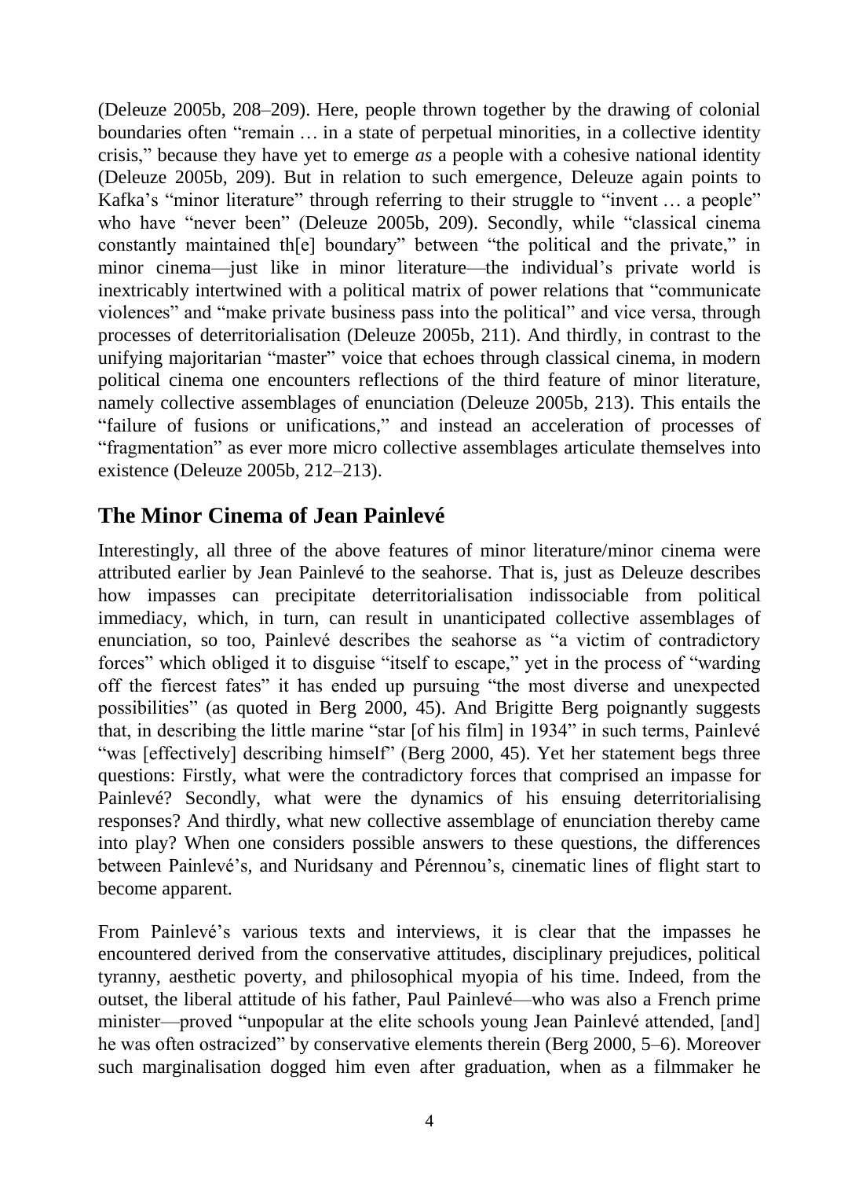(Deleuze 2005b, 208–209). Here, people thrown together by the drawing of colonial boundaries often "remain … in a state of perpetual minorities, in a collective identity crisis," because they have yet to emerge *as* a people with a cohesive national identity (Deleuze 2005b, 209). But in relation to such emergence, Deleuze again points to Kafka's "minor literature" through referring to their struggle to "invent … a people" who have "never been" (Deleuze 2005b, 209). Secondly, while "classical cinema constantly maintained th[e] boundary" between "the political and the private," in minor cinema—just like in minor literature—the individual's private world is inextricably intertwined with a political matrix of power relations that "communicate violences" and "make private business pass into the political" and vice versa, through processes of deterritorialisation (Deleuze 2005b, 211). And thirdly, in contrast to the unifying majoritarian "master" voice that echoes through classical cinema, in modern political cinema one encounters reflections of the third feature of minor literature, namely collective assemblages of enunciation (Deleuze 2005b, 213). This entails the "failure of fusions or unifications," and instead an acceleration of processes of "fragmentation" as ever more micro collective assemblages articulate themselves into existence (Deleuze 2005b, 212–213).

## The Minor Cinema of Jean Painlevé

Interestingly, all three of the above features of minor literature/minor cinema were attributed earlier by Jean Painlevé to the seahorse. That is, just as Deleuze describes how impasses can precipitate deterritorialisation indissociable from political immediacy, which, in turn, can result in unanticipated collective assemblages of enunciation, so too, Painlevé describes the seahorse as "a victim of contradictory forces" which obliged it to disguise "itself to escape," yet in the process of "warding off the fiercest fates" it has ended up pursuing "the most diverse and unexpected possibilities" (as quoted in Berg 2000, 45). And Brigitte Berg poignantly suggests that, in describing the little marine "star [of his film] in 1934" in such terms, Painlevé "was [effectively] describing himself" (Berg 2000, 45). Yet her statement begs three questions: Firstly, what were the contradictory forces that comprised an impasse for Painlevé? Secondly, what were the dynamics of his ensuing deterritorialising responses? And thirdly, what new collective assemblage of enunciation thereby came into play? When one considers possible answers to these questions, the differences between Painlevé's, and Nuridsany and Pérennou's, cinematic lines of flight start to become apparent.

From Painlevé's various texts and interviews, it is clear that the impasses he encountered derived from the conservative attitudes, disciplinary prejudices, political tyranny, aesthetic poverty, and philosophical myopia of his time. Indeed, from the outset, the liberal attitude of his father, Paul Painlevé—who was also a French prime minister—proved "unpopular at the elite schools young Jean Painlevé attended, [and] he was often ostracized" by conservative elements therein (Berg 2000, 5–6). Moreover such marginalisation dogged him even after graduation, when as a filmmaker he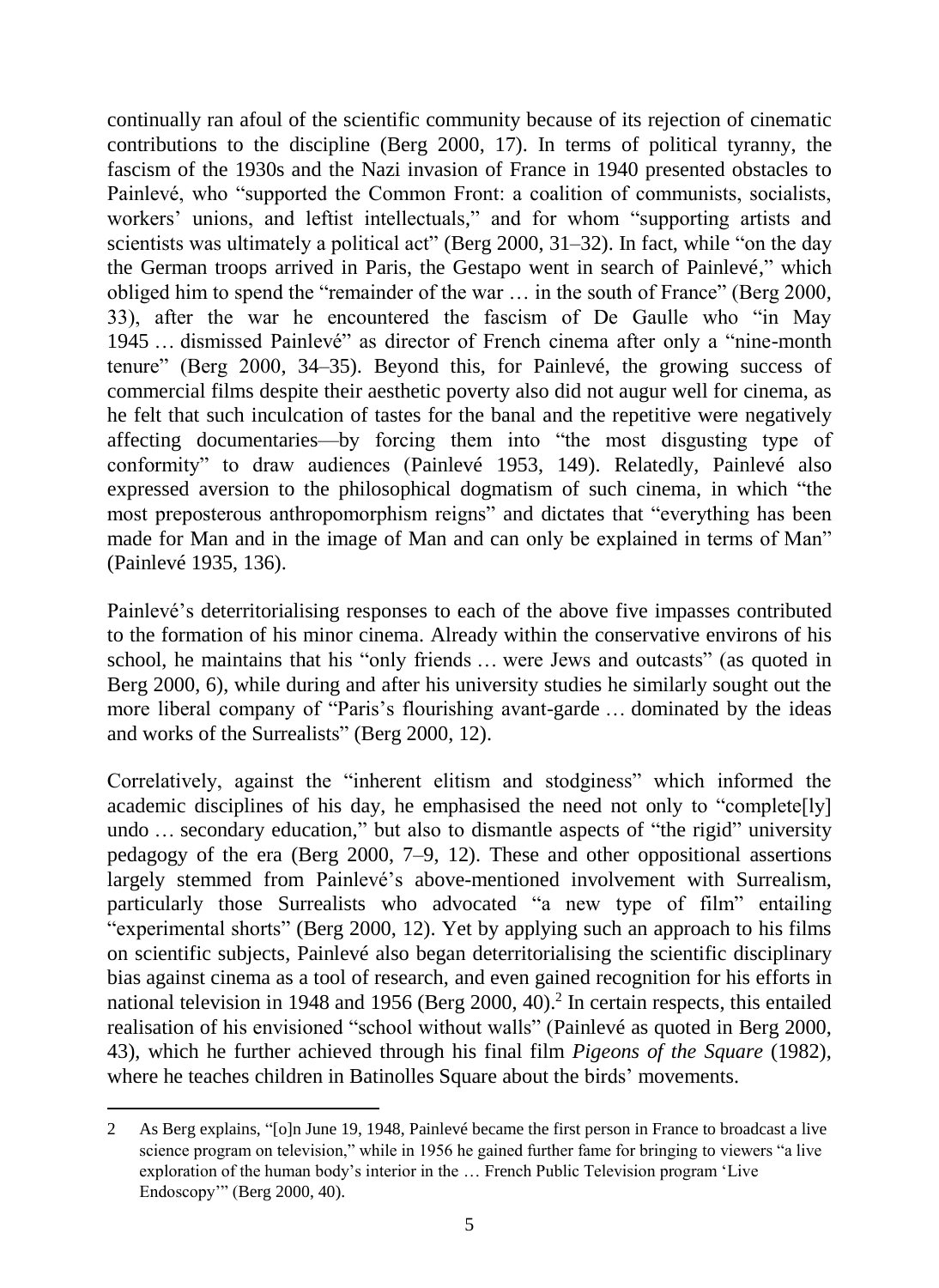continually ran afoul of the scientific community because of its rejection of cinematic contributions to the discipline (Berg 2000, 17). In terms of political tyranny, the fascism of the 1930s and the Nazi invasion of France in 1940 presented obstacles to Painlevé, who "supported the Common Front: a coalition of communists, socialists, workers' unions, and leftist intellectuals," and for whom "supporting artists and scientists was ultimately a political act" (Berg 2000, 31–32). In fact, while "on the day the German troops arrived in Paris, the Gestapo went in search of Painlevé," which obliged him to spend the "remainder of the war … in the south of France" (Berg 2000, 33), after the war he encountered the fascism of De Gaulle who "in May 1945 … dismissed Painlevé" as director of French cinema after only a "nine-month tenure" (Berg 2000, 34–35). Beyond this, for Painlevé, the growing success of commercial films despite their aesthetic poverty also did not augur well for cinema, as he felt that such inculcation of tastes for the banal and the repetitive were negatively affecting documentaries—by forcing them into "the most disgusting type of conformity" to draw audiences (Painlevé 1953, 149). Relatedly, Painlevé also expressed aversion to the philosophical dogmatism of such cinema, in which "the most preposterous anthropomorphism reigns" and dictates that "everything has been made for Man and in the image of Man and can only be explained in terms of Man" (Painlevé 1935, 136).

Painlevé's deterritorialising responses to each of the above five impasses contributed to the formation of his minor cinema. Already within the conservative environs of his school, he maintains that his "only friends … were Jews and outcasts" (as quoted in Berg 2000, 6), while during and after his university studies he similarly sought out the more liberal company of "Paris's flourishing avant-garde … dominated by the ideas and works of the Surrealists" (Berg 2000, 12).

Correlatively, against the "inherent elitism and stodginess" which informed the academic disciplines of his day, he emphasised the need not only to "complete[ly] undo … secondary education," but also to dismantle aspects of "the rigid" university pedagogy of the era (Berg 2000, 7–9, 12). These and other oppositional assertions largely stemmed from Painlevé's above-mentioned involvement with Surrealism, particularly those Surrealists who advocated "a new type of film" entailing "experimental shorts" (Berg 2000, 12). Yet by applying such an approach to his films on scientific subjects, Painlevé also began deterritorialising the scientific disciplinary bias against cinema as a tool of research, and even gained recognition for his efforts in national television in 1948 and 1956 (Berg 2000, 40).[2] In certain respects, this entailed realisation of his envisioned "school without walls" (Painlevé as quoted in Berg 2000, 43), which he further achieved through his final film *Pigeons of the Square* (1982), where he teaches children in Batinolles Square about the birds' movements.

---

2 As Berg explains, "[o]n June 19, 1948, Painlevé became the first person in France to broadcast a live science program on television," while in 1956 he gained further fame for bringing to viewers "a live exploration of the human body's interior in the … French Public Television program 'Live Endoscopy'" (Berg 2000, 40).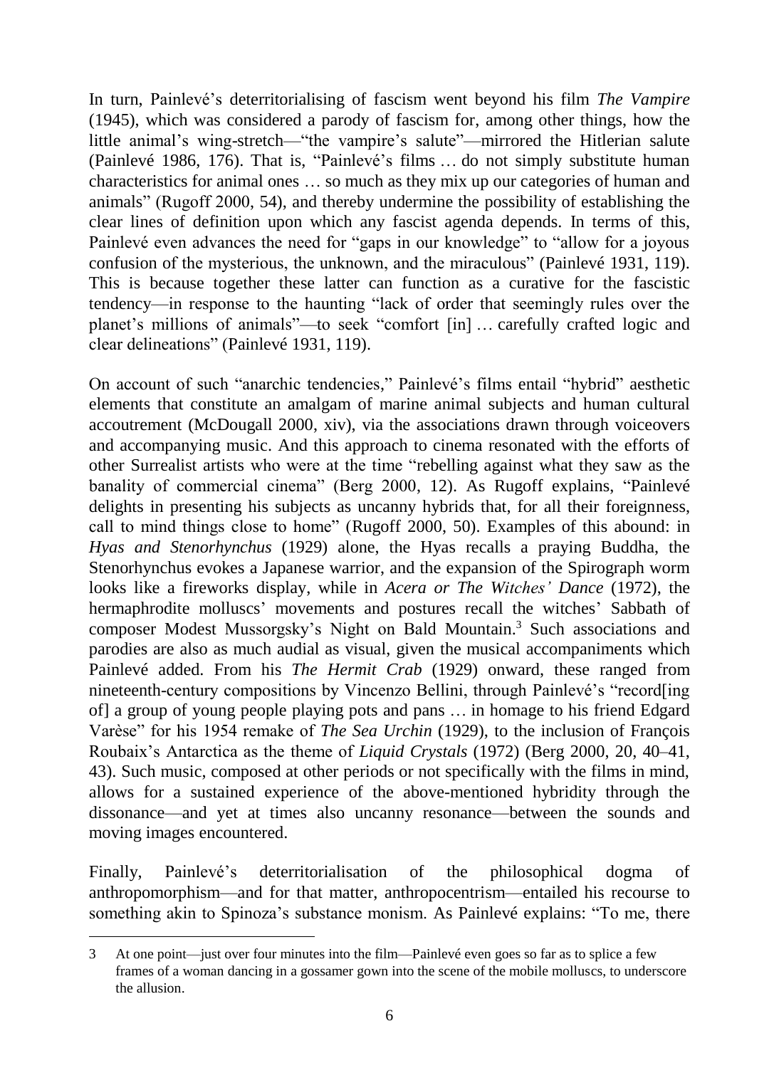In turn, Painlevé's deterritorialising of fascism went beyond his film *The Vampire* (1945), which was considered a parody of fascism for, among other things, how the little animal's wing-stretch—"the vampire's salute"—mirrored the Hitlerian salute (Painlevé 1986, 176). That is, "Painlevé's films … do not simply substitute human characteristics for animal ones … so much as they mix up our categories of human and animals" (Rugoff 2000, 54), and thereby undermine the possibility of establishing the clear lines of definition upon which any fascist agenda depends. In terms of this, Painlevé even advances the need for "gaps in our knowledge" to "allow for a joyous confusion of the mysterious, the unknown, and the miraculous" (Painlevé 1931, 119). This is because together these latter can function as a curative for the fascistic tendency—in response to the haunting "lack of order that seemingly rules over the planet's millions of animals"—to seek "comfort [in] … carefully crafted logic and clear delineations" (Painlevé 1931, 119).

On account of such "anarchic tendencies," Painlevé's films entail "hybrid" aesthetic elements that constitute an amalgam of marine animal subjects and human cultural accoutrement (McDougall 2000, xiv), via the associations drawn through voiceovers and accompanying music. And this approach to cinema resonated with the efforts of other Surrealist artists who were at the time "rebelling against what they saw as the banality of commercial cinema" (Berg 2000, 12). As Rugoff explains, "Painlevé delights in presenting his subjects as uncanny hybrids that, for all their foreignness, call to mind things close to home" (Rugoff 2000, 50). Examples of this abound: in *Hyas and Stenorhynchus* (1929) alone, the Hyas recalls a praying Buddha, the Stenorhynchus evokes a Japanese warrior, and the expansion of the Spirograph worm looks like a fireworks display, while in *Acera or The Witches' Dance* (1972), the hermaphrodite molluscs' movements and postures recall the witches' Sabbath of composer Modest Mussorgsky's Night on Bald Mountain.[3] Such associations and parodies are also as much audial as visual, given the musical accompaniments which Painlevé added. From his *The Hermit Crab* (1929) onward, these ranged from nineteenth-century compositions by Vincenzo Bellini, through Painlevé's "record[ing of] a group of young people playing pots and pans … in homage to his friend Edgard Varèse" for his 1954 remake of *The Sea Urchin* (1929), to the inclusion of François Roubaix's Antarctica as the theme of *Liquid Crystals* (1972) (Berg 2000, 20, 40–41, 43). Such music, composed at other periods or not specifically with the films in mind, allows for a sustained experience of the above-mentioned hybridity through the dissonance—and yet at times also uncanny resonance—between the sounds and moving images encountered.

Finally, Painlevé's deterritorialisation of the philosophical dogma of anthropomorphism—and for that matter, anthropocentrism—entailed his recourse to something akin to Spinoza's substance monism. As Painlevé explains: "To me, there

---

3 At one point—just over four minutes into the film—Painlevé even goes so far as to splice a few frames of a woman dancing in a gossamer gown into the scene of the mobile molluscs, to underscore the allusion.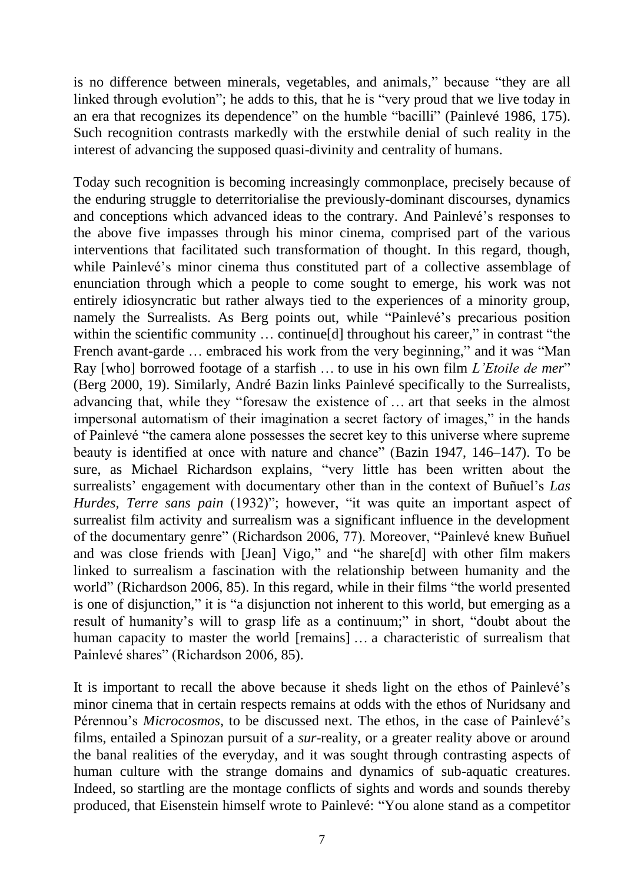is no difference between minerals, vegetables, and animals," because "they are all linked through evolution"; he adds to this, that he is "very proud that we live today in an era that recognizes its dependence" on the humble "bacilli" (Painlevé 1986, 175). Such recognition contrasts markedly with the erstwhile denial of such reality in the interest of advancing the supposed quasi-divinity and centrality of humans.

Today such recognition is becoming increasingly commonplace, precisely because of the enduring struggle to deterritorialise the previously-dominant discourses, dynamics and conceptions which advanced ideas to the contrary. And Painlevé's responses to the above five impasses through his minor cinema, comprised part of the various interventions that facilitated such transformation of thought. In this regard, though, while Painlevé's minor cinema thus constituted part of a collective assemblage of enunciation through which a people to come sought to emerge, his work was not entirely idiosyncratic but rather always tied to the experiences of a minority group, namely the Surrealists. As Berg points out, while "Painlevé's precarious position within the scientific community … continue[d] throughout his career," in contrast "the French avant-garde … embraced his work from the very beginning," and it was "Man Ray [who] borrowed footage of a starfish … to use in his own film *L'Etoile de mer*" (Berg 2000, 19). Similarly, André Bazin links Painlevé specifically to the Surrealists, advancing that, while they "foresaw the existence of … art that seeks in the almost impersonal automatism of their imagination a secret factory of images," in the hands of Painlevé "the camera alone possesses the secret key to this universe where supreme beauty is identified at once with nature and chance" (Bazin 1947, 146–147). To be sure, as Michael Richardson explains, "very little has been written about the surrealists' engagement with documentary other than in the context of Buñuel's *Las Hurdes, Terre sans pain* (1932)"; however, "it was quite an important aspect of surrealist film activity and surrealism was a significant influence in the development of the documentary genre" (Richardson 2006, 77). Moreover, "Painlevé knew Buñuel and was close friends with [Jean] Vigo," and "he share[d] with other film makers linked to surrealism a fascination with the relationship between humanity and the world" (Richardson 2006, 85). In this regard, while in their films "the world presented is one of disjunction," it is "a disjunction not inherent to this world, but emerging as a result of humanity's will to grasp life as a continuum;" in short, "doubt about the human capacity to master the world [remains] … a characteristic of surrealism that Painlevé shares" (Richardson 2006, 85).

It is important to recall the above because it sheds light on the ethos of Painlevé's minor cinema that in certain respects remains at odds with the ethos of Nuridsany and Pérennou's *Microcosmos*, to be discussed next. The ethos, in the case of Painlevé's films, entailed a Spinozan pursuit of a *sur*-reality, or a greater reality above or around the banal realities of the everyday, and it was sought through contrasting aspects of human culture with the strange domains and dynamics of sub-aquatic creatures. Indeed, so startling are the montage conflicts of sights and words and sounds thereby produced, that Eisenstein himself wrote to Painlevé: "You alone stand as a competitor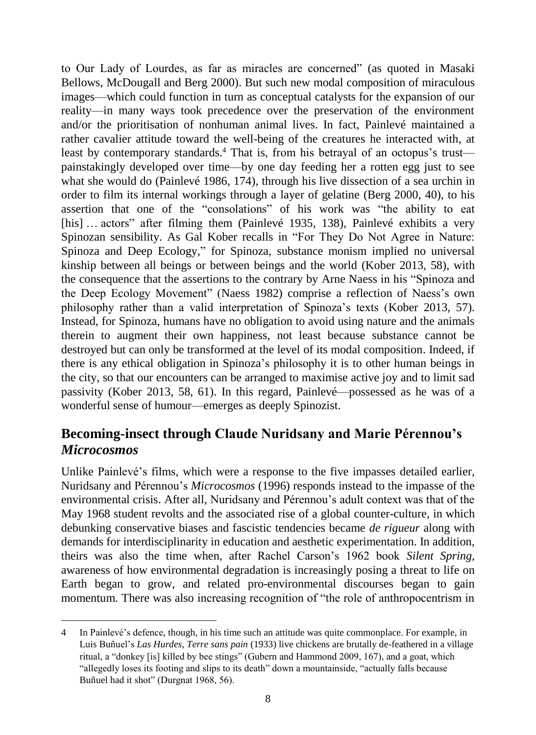to Our Lady of Lourdes, as far as miracles are concerned" (as quoted in Masaki Bellows, McDougall and Berg 2000). But such new modal composition of miraculous images—which could function in turn as conceptual catalysts for the expansion of our reality—in many ways took precedence over the preservation of the environment and/or the prioritisation of nonhuman animal lives. In fact, Painlevé maintained a rather cavalier attitude toward the well-being of the creatures he interacted with, at least by contemporary standards.[4] That is, from his betrayal of an octopus's trust—painstakingly developed over time—by one day feeding her a rotten egg just to see what she would do (Painlevé 1986, 174), through his live dissection of a sea urchin in order to film its internal workings through a layer of gelatine (Berg 2000, 40), to his assertion that one of the "consolations" of his work was "the ability to eat [his] … actors" after filming them (Painlevé 1935, 138), Painlevé exhibits a very Spinozan sensibility. As Gal Kober recalls in "For They Do Not Agree in Nature: Spinoza and Deep Ecology," for Spinoza, substance monism implied no universal kinship between all beings or between beings and the world (Kober 2013, 58), with the consequence that the assertions to the contrary by Arne Naess in his "Spinoza and the Deep Ecology Movement" (Naess 1982) comprise a reflection of Naess's own philosophy rather than a valid interpretation of Spinoza's texts (Kober 2013, 57). Instead, for Spinoza, humans have no obligation to avoid using nature and the animals therein to augment their own happiness, not least because substance cannot be destroyed but can only be transformed at the level of its modal composition. Indeed, if there is any ethical obligation in Spinoza's philosophy it is to other human beings in the city, so that our encounters can be arranged to maximise active joy and to limit sad passivity (Kober 2013, 58, 61). In this regard, Painlevé—possessed as he was of a wonderful sense of humour—emerges as deeply Spinozist.

## Becoming-insect through Claude Nuridsany and Marie Pérennou's *Microcosmos*

Unlike Painlevé's films, which were a response to the five impasses detailed earlier, Nuridsany and Pérennou's *Microcosmos* (1996) responds instead to the impasse of the environmental crisis. After all, Nuridsany and Pérennou's adult context was that of the May 1968 student revolts and the associated rise of a global counter-culture, in which debunking conservative biases and fascistic tendencies became *de rigueur* along with demands for interdisciplinarity in education and aesthetic experimentation. In addition, theirs was also the time when, after Rachel Carson's 1962 book *Silent Spring*, awareness of how environmental degradation is increasingly posing a threat to life on Earth began to grow, and related pro-environmental discourses began to gain momentum. There was also increasing recognition of "the role of anthropocentrism in

---

4 In Painlevé's defence, though, in his time such an attitude was quite commonplace. For example, in Luis Buñuel's *Las Hurdes, Terre sans pain* (1933) live chickens are brutally de-feathered in a village ritual, a "donkey [is] killed by bee stings" (Gubern and Hammond 2009, 167), and a goat, which "allegedly loses its footing and slips to its death" down a mountainside, "actually falls because Buñuel had it shot" (Durgnat 1968, 56).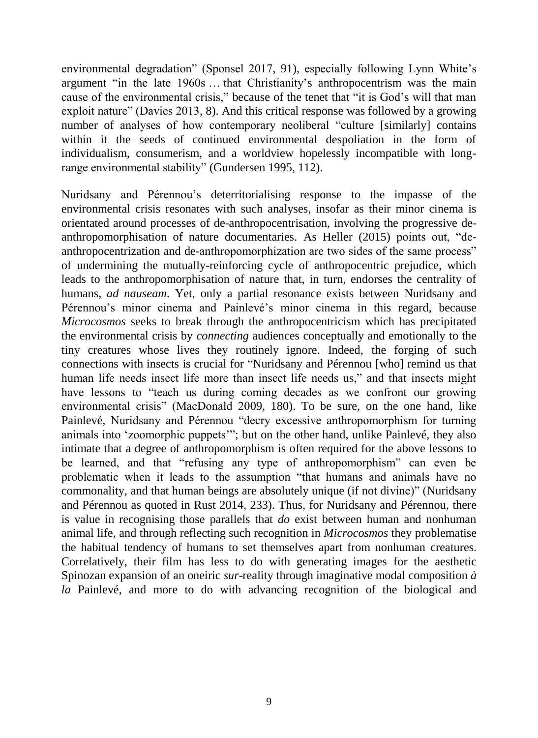environmental degradation" (Sponsel 2017, 91), especially following Lynn White's argument "in the late 1960s … that Christianity's anthropocentrism was the main cause of the environmental crisis," because of the tenet that "it is God's will that man exploit nature" (Davies 2013, 8). And this critical response was followed by a growing number of analyses of how contemporary neoliberal "culture [similarly] contains within it the seeds of continued environmental despoliation in the form of individualism, consumerism, and a worldview hopelessly incompatible with long-range environmental stability" (Gundersen 1995, 112).

Nuridsany and Pérennou's deterritorialising response to the impasse of the environmental crisis resonates with such analyses, insofar as their minor cinema is orientated around processes of de-anthropocentrisation, involving the progressive de-anthropomorphisation of nature documentaries. As Heller (2015) points out, "de-anthropocentrization and de-anthropomorphization are two sides of the same process" of undermining the mutually-reinforcing cycle of anthropocentric prejudice, which leads to the anthropomorphisation of nature that, in turn, endorses the centrality of humans, *ad nauseam*. Yet, only a partial resonance exists between Nuridsany and Pérennou's minor cinema and Painlevé's minor cinema in this regard, because *Microcosmos* seeks to break through the anthropocentricism which has precipitated the environmental crisis by *connecting* audiences conceptually and emotionally to the tiny creatures whose lives they routinely ignore. Indeed, the forging of such connections with insects is crucial for "Nuridsany and Pérennou [who] remind us that human life needs insect life more than insect life needs us," and that insects might have lessons to "teach us during coming decades as we confront our growing environmental crisis" (MacDonald 2009, 180). To be sure, on the one hand, like Painlevé, Nuridsany and Pérennou "decry excessive anthropomorphism for turning animals into 'zoomorphic puppets'"; but on the other hand, unlike Painlevé, they also intimate that a degree of anthropomorphism is often required for the above lessons to be learned, and that "refusing any type of anthropomorphism" can even be problematic when it leads to the assumption "that humans and animals have no commonality, and that human beings are absolutely unique (if not divine)" (Nuridsany and Pérennou as quoted in Rust 2014, 233). Thus, for Nuridsany and Pérennou, there is value in recognising those parallels that *do* exist between human and nonhuman animal life, and through reflecting such recognition in *Microcosmos* they problematise the habitual tendency of humans to set themselves apart from nonhuman creatures. Correlatively, their film has less to do with generating images for the aesthetic Spinozan expansion of an oneiric *sur*-reality through imaginative modal composition *à la* Painlevé, and more to do with advancing recognition of the biological and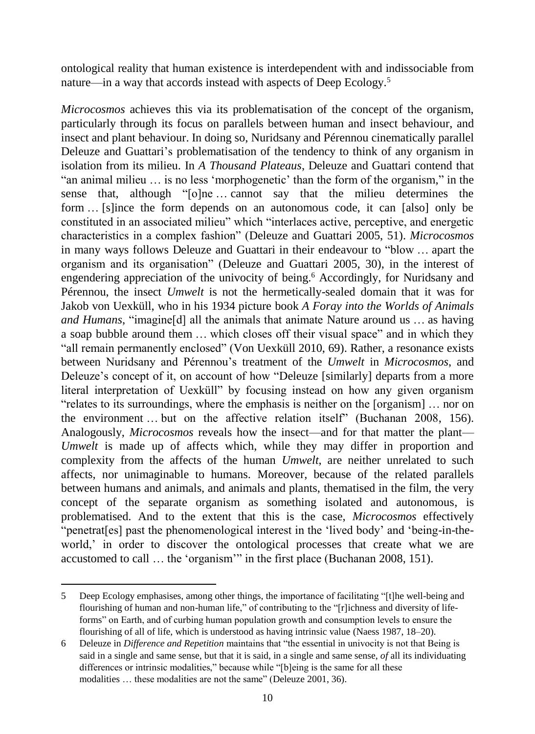ontological reality that human existence is interdependent with and indissociable from nature—in a way that accords instead with aspects of Deep Ecology.[5]

*Microcosmos* achieves this via its problematisation of the concept of the organism, particularly through its focus on parallels between human and insect behaviour, and insect and plant behaviour. In doing so, Nuridsany and Pérennou cinematically parallel Deleuze and Guattari's problematisation of the tendency to think of any organism in isolation from its milieu. In *A Thousand Plateaus*, Deleuze and Guattari contend that "an animal milieu … is no less 'morphogenetic' than the form of the organism," in the sense that, although "[o]ne … cannot say that the milieu determines the form … [s]ince the form depends on an autonomous code, it can [also] only be constituted in an associated milieu" which "interlaces active, perceptive, and energetic characteristics in a complex fashion" (Deleuze and Guattari 2005, 51). *Microcosmos* in many ways follows Deleuze and Guattari in their endeavour to "blow … apart the organism and its organisation" (Deleuze and Guattari 2005, 30), in the interest of engendering appreciation of the univocity of being.[6] Accordingly, for Nuridsany and Pérennou, the insect *Umwelt* is not the hermetically-sealed domain that it was for Jakob von Uexküll, who in his 1934 picture book *A Foray into the Worlds of Animals and Humans*, "imagine[d] all the animals that animate Nature around us … as having a soap bubble around them … which closes off their visual space" and in which they "all remain permanently enclosed" (Von Uexküll 2010, 69). Rather, a resonance exists between Nuridsany and Pérennou's treatment of the *Umwelt* in *Microcosmos*, and Deleuze's concept of it, on account of how "Deleuze [similarly] departs from a more literal interpretation of Uexküll" by focusing instead on how any given organism "relates to its surroundings, where the emphasis is neither on the [organism] … nor on the environment … but on the affective relation itself" (Buchanan 2008, 156). Analogously, *Microcosmos* reveals how the insect—and for that matter the plant—*Umwelt* is made up of affects which, while they may differ in proportion and complexity from the affects of the human *Umwelt*, are neither unrelated to such affects, nor unimaginable to humans. Moreover, because of the related parallels between humans and animals, and animals and plants, thematised in the film, the very concept of the separate organism as something isolated and autonomous, is problematised. And to the extent that this is the case, *Microcosmos* effectively "penetrat[es] past the phenomenological interest in the 'lived body' and 'being-in-the-world,' in order to discover the ontological processes that create what we are accustomed to call … the 'organism'" in the first place (Buchanan 2008, 151).

---

5 Deep Ecology emphasises, among other things, the importance of facilitating "[t]he well-being and flourishing of human and non-human life," of contributing to the "[r]ichness and diversity of life-forms" on Earth, and of curbing human population growth and consumption levels to ensure the flourishing of all of life, which is understood as having intrinsic value (Naess 1987, 18–20).

6 Deleuze in *Difference and Repetition* maintains that "the essential in univocity is not that Being is said in a single and same sense, but that it is said, in a single and same sense, *of* all its individuating differences or intrinsic modalities," because while "[b]eing is the same for all these modalities … these modalities are not the same" (Deleuze 2001, 36).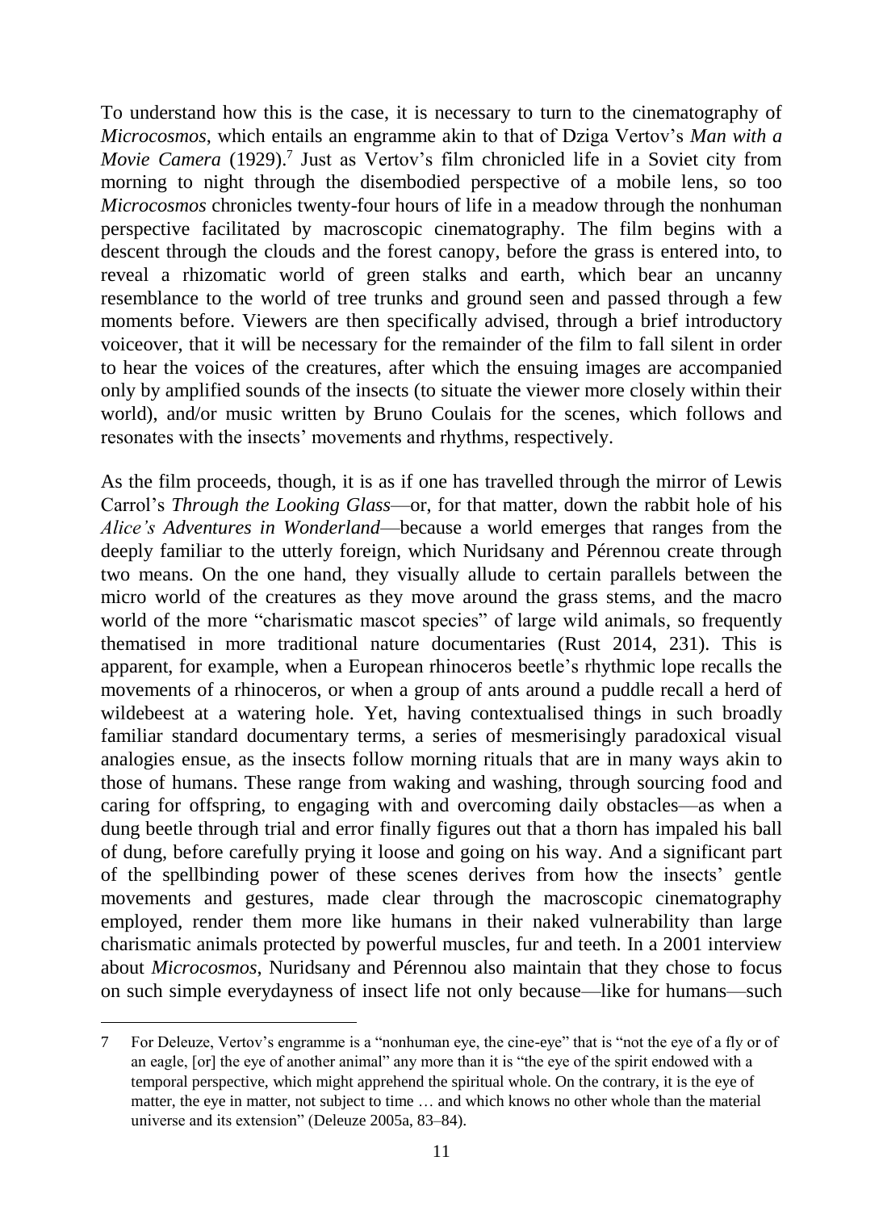To understand how this is the case, it is necessary to turn to the cinematography of *Microcosmos*, which entails an engramme akin to that of Dziga Vertov's *Man with a Movie Camera* (1929).[7] Just as Vertov's film chronicled life in a Soviet city from morning to night through the disembodied perspective of a mobile lens, so too *Microcosmos* chronicles twenty-four hours of life in a meadow through the nonhuman perspective facilitated by macroscopic cinematography. The film begins with a descent through the clouds and the forest canopy, before the grass is entered into, to reveal a rhizomatic world of green stalks and earth, which bear an uncanny resemblance to the world of tree trunks and ground seen and passed through a few moments before. Viewers are then specifically advised, through a brief introductory voiceover, that it will be necessary for the remainder of the film to fall silent in order to hear the voices of the creatures, after which the ensuing images are accompanied only by amplified sounds of the insects (to situate the viewer more closely within their world), and/or music written by Bruno Coulais for the scenes, which follows and resonates with the insects' movements and rhythms, respectively.

As the film proceeds, though, it is as if one has travelled through the mirror of Lewis Carrol's *Through the Looking Glass*—or, for that matter, down the rabbit hole of his *Alice's Adventures in Wonderland*—because a world emerges that ranges from the deeply familiar to the utterly foreign, which Nuridsany and Pérennou create through two means. On the one hand, they visually allude to certain parallels between the micro world of the creatures as they move around the grass stems, and the macro world of the more "charismatic mascot species" of large wild animals, so frequently thematised in more traditional nature documentaries (Rust 2014, 231). This is apparent, for example, when a European rhinoceros beetle's rhythmic lope recalls the movements of a rhinoceros, or when a group of ants around a puddle recall a herd of wildebeest at a watering hole. Yet, having contextualised things in such broadly familiar standard documentary terms, a series of mesmerisingly paradoxical visual analogies ensue, as the insects follow morning rituals that are in many ways akin to those of humans. These range from waking and washing, through sourcing food and caring for offspring, to engaging with and overcoming daily obstacles—as when a dung beetle through trial and error finally figures out that a thorn has impaled his ball of dung, before carefully prying it loose and going on his way. And a significant part of the spellbinding power of these scenes derives from how the insects' gentle movements and gestures, made clear through the macroscopic cinematography employed, render them more like humans in their naked vulnerability than large charismatic animals protected by powerful muscles, fur and teeth. In a 2001 interview about *Microcosmos*, Nuridsany and Pérennou also maintain that they chose to focus on such simple everydayness of insect life not only because—like for humans—such

7 For Deleuze, Vertov's engramme is a "nonhuman eye, the cine-eye" that is "not the eye of a fly or of an eagle, [or] the eye of another animal" any more than it is "the eye of the spirit endowed with a temporal perspective, which might apprehend the spiritual whole. On the contrary, it is the eye of matter, the eye in matter, not subject to time … and which knows no other whole than the material universe and its extension" (Deleuze 2005a, 83–84).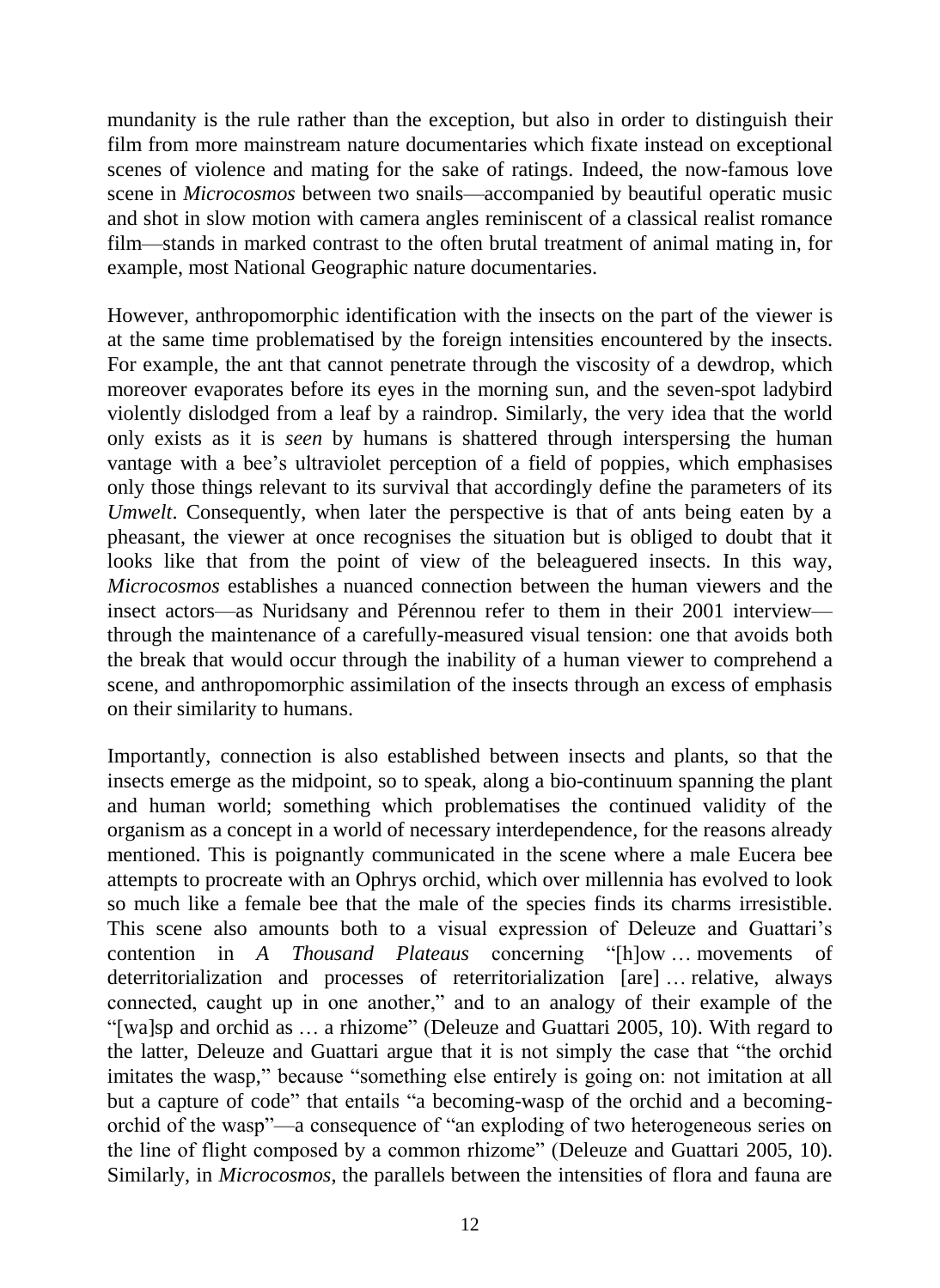mundanity is the rule rather than the exception, but also in order to distinguish their film from more mainstream nature documentaries which fixate instead on exceptional scenes of violence and mating for the sake of ratings. Indeed, the now-famous love scene in *Microcosmos* between two snails—accompanied by beautiful operatic music and shot in slow motion with camera angles reminiscent of a classical realist romance film—stands in marked contrast to the often brutal treatment of animal mating in, for example, most National Geographic nature documentaries.

However, anthropomorphic identification with the insects on the part of the viewer is at the same time problematised by the foreign intensities encountered by the insects. For example, the ant that cannot penetrate through the viscosity of a dewdrop, which moreover evaporates before its eyes in the morning sun, and the seven-spot ladybird violently dislodged from a leaf by a raindrop. Similarly, the very idea that the world only exists as it is *seen* by humans is shattered through interspersing the human vantage with a bee's ultraviolet perception of a field of poppies, which emphasises only those things relevant to its survival that accordingly define the parameters of its *Umwelt*. Consequently, when later the perspective is that of ants being eaten by a pheasant, the viewer at once recognises the situation but is obliged to doubt that it looks like that from the point of view of the beleaguered insects. In this way, *Microcosmos* establishes a nuanced connection between the human viewers and the insect actors—as Nuridsany and Pérennou refer to them in their 2001 interview—through the maintenance of a carefully-measured visual tension: one that avoids both the break that would occur through the inability of a human viewer to comprehend a scene, and anthropomorphic assimilation of the insects through an excess of emphasis on their similarity to humans.

Importantly, connection is also established between insects and plants, so that the insects emerge as the midpoint, so to speak, along a bio-continuum spanning the plant and human world; something which problematises the continued validity of the organism as a concept in a world of necessary interdependence, for the reasons already mentioned. This is poignantly communicated in the scene where a male Eucera bee attempts to procreate with an Ophrys orchid, which over millennia has evolved to look so much like a female bee that the male of the species finds its charms irresistible. This scene also amounts both to a visual expression of Deleuze and Guattari's contention in *A Thousand Plateaus* concerning "[h]ow … movements of deterritorialization and processes of reterritorialization [are] … relative, always connected, caught up in one another," and to an analogy of their example of the "[wa]sp and orchid as … a rhizome" (Deleuze and Guattari 2005, 10). With regard to the latter, Deleuze and Guattari argue that it is not simply the case that "the orchid imitates the wasp," because "something else entirely is going on: not imitation at all but a capture of code" that entails "a becoming-wasp of the orchid and a becoming-orchid of the wasp"—a consequence of "an exploding of two heterogeneous series on the line of flight composed by a common rhizome" (Deleuze and Guattari 2005, 10). Similarly, in *Microcosmos*, the parallels between the intensities of flora and fauna are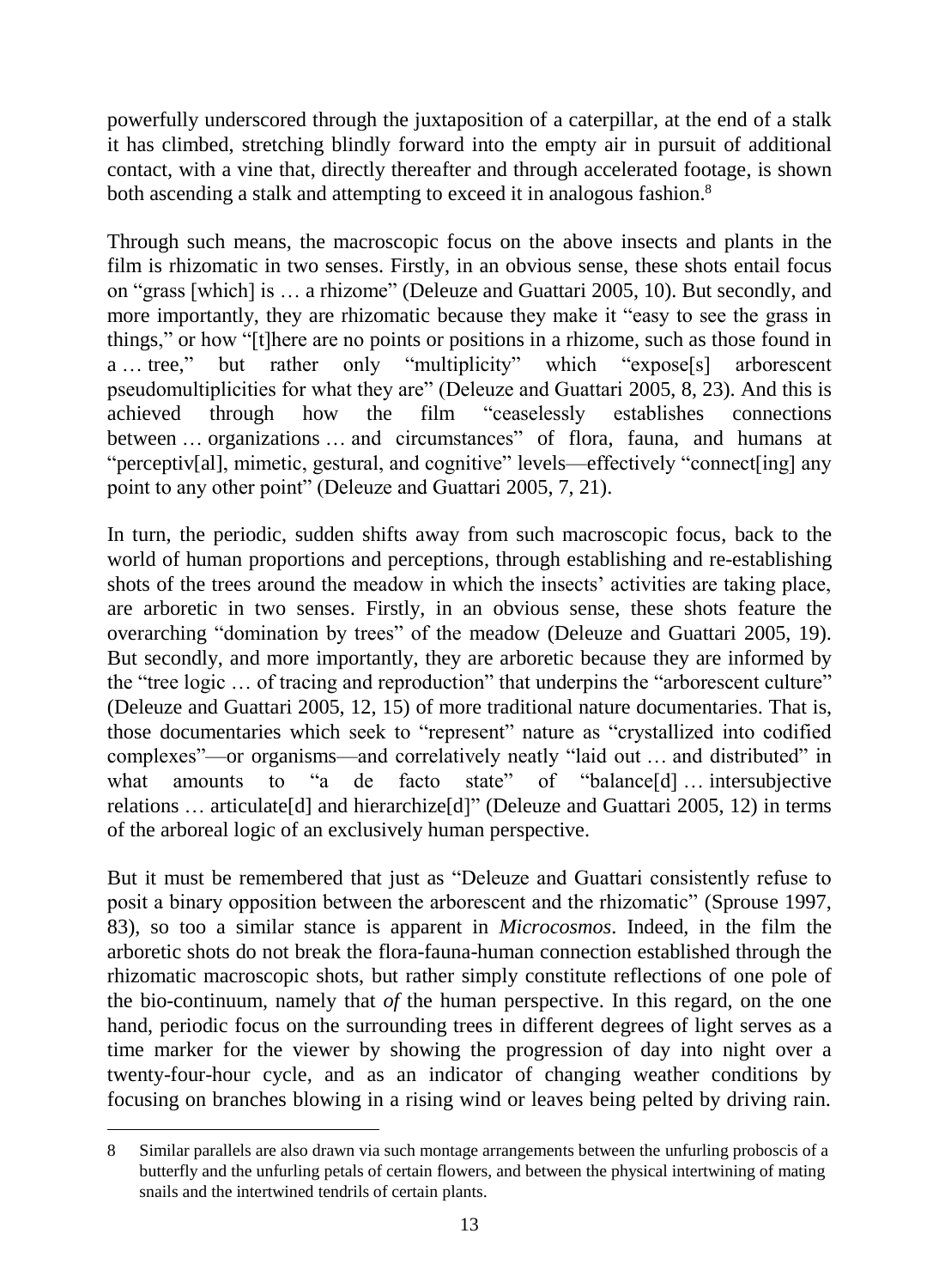powerfully underscored through the juxtaposition of a caterpillar, at the end of a stalk it has climbed, stretching blindly forward into the empty air in pursuit of additional contact, with a vine that, directly thereafter and through accelerated footage, is shown both ascending a stalk and attempting to exceed it in analogous fashion.[8]

Through such means, the macroscopic focus on the above insects and plants in the film is rhizomatic in two senses. Firstly, in an obvious sense, these shots entail focus on "grass [which] is … a rhizome" (Deleuze and Guattari 2005, 10). But secondly, and more importantly, they are rhizomatic because they make it "easy to see the grass in things," or how "[t]here are no points or positions in a rhizome, such as those found in a … tree," but rather only "multiplicity" which "expose[s] arborescent pseudomultiplicities for what they are" (Deleuze and Guattari 2005, 8, 23). And this is achieved through how the film "ceaselessly establishes connections between … organizations … and circumstances" of flora, fauna, and humans at "perceptiv[al], mimetic, gestural, and cognitive" levels—effectively "connect[ing] any point to any other point" (Deleuze and Guattari 2005, 7, 21).

In turn, the periodic, sudden shifts away from such macroscopic focus, back to the world of human proportions and perceptions, through establishing and re-establishing shots of the trees around the meadow in which the insects' activities are taking place, are arboretic in two senses. Firstly, in an obvious sense, these shots feature the overarching "domination by trees" of the meadow (Deleuze and Guattari 2005, 19). But secondly, and more importantly, they are arboretic because they are informed by the "tree logic … of tracing and reproduction" that underpins the "arborescent culture" (Deleuze and Guattari 2005, 12, 15) of more traditional nature documentaries. That is, those documentaries which seek to "represent" nature as "crystallized into codified complexes"—or organisms—and correlatively neatly "laid out … and distributed" in what amounts to "a de facto state" of "balance[d] … intersubjective relations … articulate[d] and hierarchize[d]" (Deleuze and Guattari 2005, 12) in terms of the arboreal logic of an exclusively human perspective.

But it must be remembered that just as "Deleuze and Guattari consistently refuse to posit a binary opposition between the arborescent and the rhizomatic" (Sprouse 1997, 83), so too a similar stance is apparent in *Microcosmos*. Indeed, in the film the arboretic shots do not break the flora-fauna-human connection established through the rhizomatic macroscopic shots, but rather simply constitute reflections of one pole of the bio-continuum, namely that *of* the human perspective. In this regard, on the one hand, periodic focus on the surrounding trees in different degrees of light serves as a time marker for the viewer by showing the progression of day into night over a twenty-four-hour cycle, and as an indicator of changing weather conditions by focusing on branches blowing in a rising wind or leaves being pelted by driving rain.

---

8 Similar parallels are also drawn via such montage arrangements between the unfurling proboscis of a butterfly and the unfurling petals of certain flowers, and between the physical intertwining of mating snails and the intertwined tendrils of certain plants.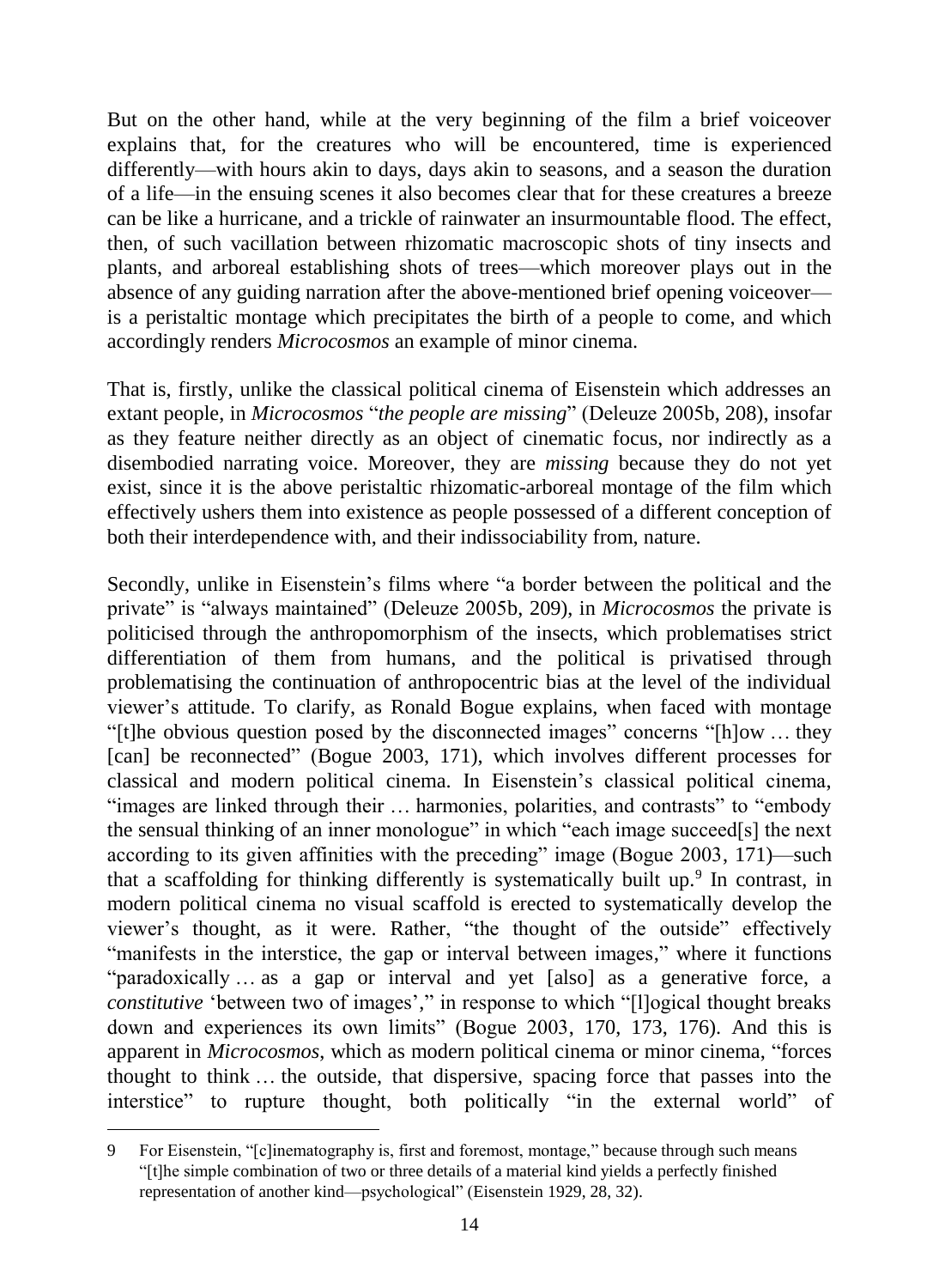But on the other hand, while at the very beginning of the film a brief voiceover explains that, for the creatures who will be encountered, time is experienced differently—with hours akin to days, days akin to seasons, and a season the duration of a life—in the ensuing scenes it also becomes clear that for these creatures a breeze can be like a hurricane, and a trickle of rainwater an insurmountable flood. The effect, then, of such vacillation between rhizomatic macroscopic shots of tiny insects and plants, and arboreal establishing shots of trees—which moreover plays out in the absence of any guiding narration after the above-mentioned brief opening voiceover—is a peristaltic montage which precipitates the birth of a people to come, and which accordingly renders *Microcosmos* an example of minor cinema.

That is, firstly, unlike the classical political cinema of Eisenstein which addresses an extant people, in *Microcosmos* "*the people are missing*" (Deleuze 2005b, 208), insofar as they feature neither directly as an object of cinematic focus, nor indirectly as a disembodied narrating voice. Moreover, they are *missing* because they do not yet exist, since it is the above peristaltic rhizomatic-arboreal montage of the film which effectively ushers them into existence as people possessed of a different conception of both their interdependence with, and their indissociability from, nature.

Secondly, unlike in Eisenstein's films where "a border between the political and the private" is "always maintained" (Deleuze 2005b, 209), in *Microcosmos* the private is politicised through the anthropomorphism of the insects, which problematises strict differentiation of them from humans, and the political is privatised through problematising the continuation of anthropocentric bias at the level of the individual viewer's attitude. To clarify, as Ronald Bogue explains, when faced with montage "[t]he obvious question posed by the disconnected images" concerns "[h]ow … they [can] be reconnected" (Bogue 2003, 171), which involves different processes for classical and modern political cinema. In Eisenstein's classical political cinema, "images are linked through their … harmonies, polarities, and contrasts" to "embody the sensual thinking of an inner monologue" in which "each image succeed[s] the next according to its given affinities with the preceding" image (Bogue 2003, 171)—such that a scaffolding for thinking differently is systematically built up.[9] In contrast, in modern political cinema no visual scaffold is erected to systematically develop the viewer's thought, as it were. Rather, "the thought of the outside" effectively "manifests in the interstice, the gap or interval between images," where it functions "paradoxically … as a gap or interval and yet [also] as a generative force, a *constitutive* 'between two of images'," in response to which "[l]ogical thought breaks down and experiences its own limits" (Bogue 2003, 170, 173, 176). And this is apparent in *Microcosmos*, which as modern political cinema or minor cinema, "forces thought to think … the outside, that dispersive, spacing force that passes into the interstice" to rupture thought, both politically "in the external world" of

---

9 For Eisenstein, "[c]inematography is, first and foremost, montage," because through such means "[t]he simple combination of two or three details of a material kind yields a perfectly finished representation of another kind—psychological" (Eisenstein 1929, 28, 32).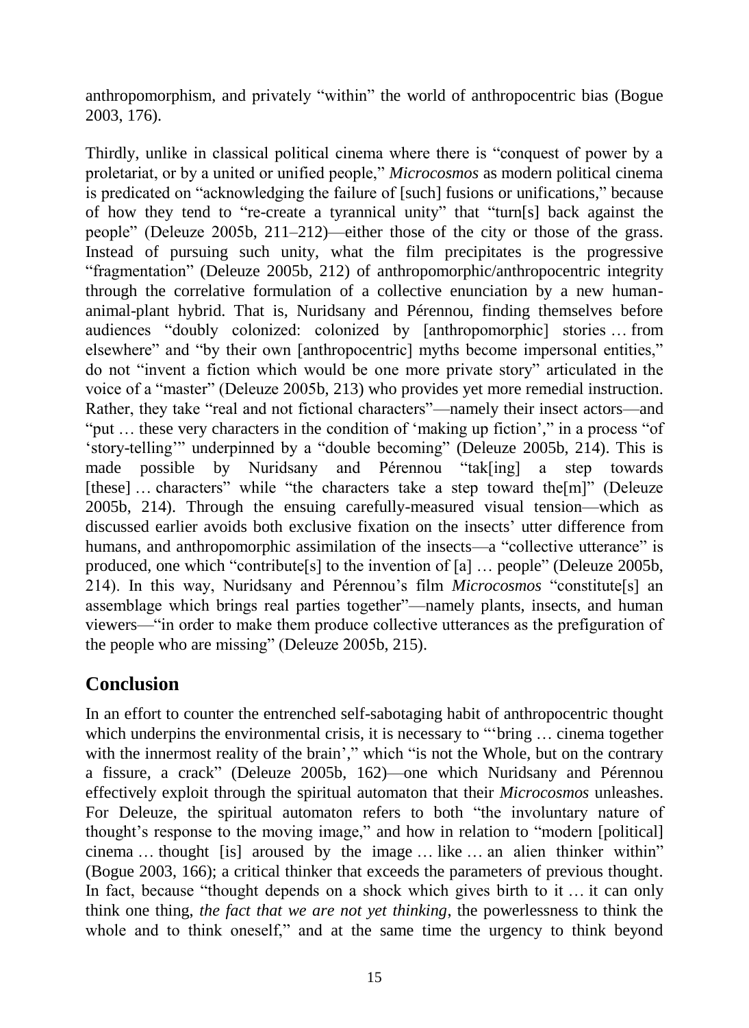anthropomorphism, and privately "within" the world of anthropocentric bias (Bogue 2003, 176).

Thirdly, unlike in classical political cinema where there is "conquest of power by a proletariat, or by a united or unified people," *Microcosmos* as modern political cinema is predicated on "acknowledging the failure of [such] fusions or unifications," because of how they tend to "re-create a tyrannical unity" that "turn[s] back against the people" (Deleuze 2005b, 211–212)—either those of the city or those of the grass. Instead of pursuing such unity, what the film precipitates is the progressive "fragmentation" (Deleuze 2005b, 212) of anthropomorphic/anthropocentric integrity through the correlative formulation of a collective enunciation by a new human-animal-plant hybrid. That is, Nuridsany and Pérennou, finding themselves before audiences "doubly colonized: colonized by [anthropomorphic] stories … from elsewhere" and "by their own [anthropocentric] myths become impersonal entities," do not "invent a fiction which would be one more private story" articulated in the voice of a "master" (Deleuze 2005b, 213) who provides yet more remedial instruction. Rather, they take "real and not fictional characters"—namely their insect actors—and "put … these very characters in the condition of 'making up fiction'," in a process "of 'story-telling'" underpinned by a "double becoming" (Deleuze 2005b, 214). This is made possible by Nuridsany and Pérennou "tak[ing] a step towards [these] … characters" while "the characters take a step toward the[m]" (Deleuze 2005b, 214). Through the ensuing carefully-measured visual tension—which as discussed earlier avoids both exclusive fixation on the insects' utter difference from humans, and anthropomorphic assimilation of the insects—a "collective utterance" is produced, one which "contribute[s] to the invention of [a] … people" (Deleuze 2005b, 214). In this way, Nuridsany and Pérennou's film *Microcosmos* "constitute[s] an assemblage which brings real parties together"—namely plants, insects, and human viewers—"in order to make them produce collective utterances as the prefiguration of the people who are missing" (Deleuze 2005b, 215).

## Conclusion

In an effort to counter the entrenched self-sabotaging habit of anthropocentric thought which underpins the environmental crisis, it is necessary to "'bring … cinema together with the innermost reality of the brain'," which "is not the Whole, but on the contrary a fissure, a crack" (Deleuze 2005b, 162)—one which Nuridsany and Pérennou effectively exploit through the spiritual automaton that their *Microcosmos* unleashes. For Deleuze, the spiritual automaton refers to both "the involuntary nature of thought's response to the moving image," and how in relation to "modern [political] cinema … thought [is] aroused by the image … like … an alien thinker within" (Bogue 2003, 166); a critical thinker that exceeds the parameters of previous thought. In fact, because "thought depends on a shock which gives birth to it … it can only think one thing, *the fact that we are not yet thinking*, the powerlessness to think the whole and to think oneself," and at the same time the urgency to think beyond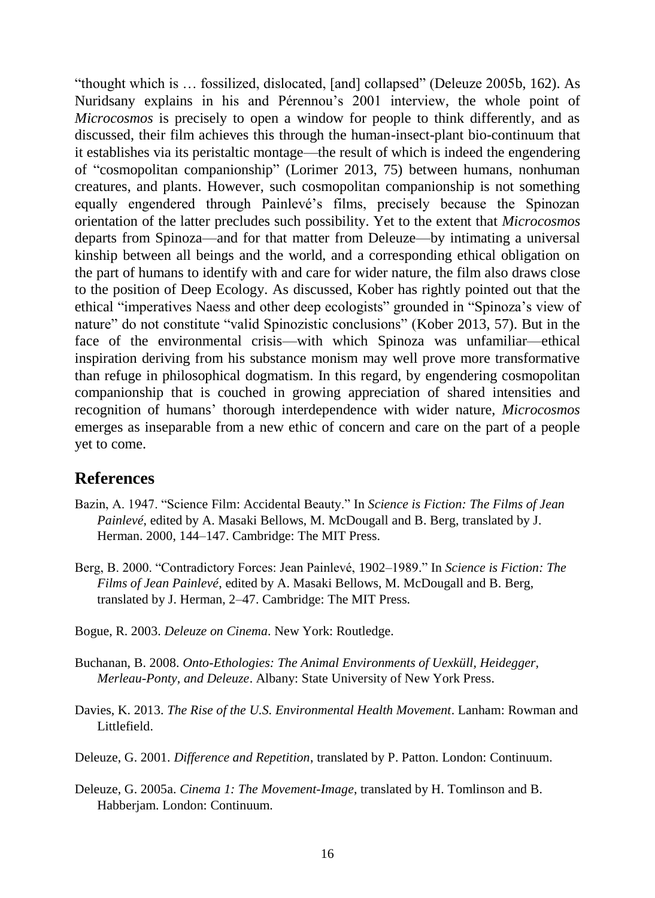"thought which is … fossilized, dislocated, [and] collapsed" (Deleuze 2005b, 162). As Nuridsany explains in his and Pérennou's 2001 interview, the whole point of *Microcosmos* is precisely to open a window for people to think differently, and as discussed, their film achieves this through the human-insect-plant bio-continuum that it establishes via its peristaltic montage—the result of which is indeed the engendering of "cosmopolitan companionship" (Lorimer 2013, 75) between humans, nonhuman creatures, and plants. However, such cosmopolitan companionship is not something equally engendered through Painlevé's films, precisely because the Spinozan orientation of the latter precludes such possibility. Yet to the extent that *Microcosmos* departs from Spinoza—and for that matter from Deleuze—by intimating a universal kinship between all beings and the world, and a corresponding ethical obligation on the part of humans to identify with and care for wider nature, the film also draws close to the position of Deep Ecology. As discussed, Kober has rightly pointed out that the ethical "imperatives Naess and other deep ecologists" grounded in "Spinoza's view of nature" do not constitute "valid Spinozistic conclusions" (Kober 2013, 57). But in the face of the environmental crisis—with which Spinoza was unfamiliar—ethical inspiration deriving from his substance monism may well prove more transformative than refuge in philosophical dogmatism. In this regard, by engendering cosmopolitan companionship that is couched in growing appreciation of shared intensities and recognition of humans' thorough interdependence with wider nature, *Microcosmos* emerges as inseparable from a new ethic of concern and care on the part of a people yet to come.

## References

Bazin, A. 1947. "Science Film: Accidental Beauty." In *Science is Fiction: The Films of Jean Painlevé*, edited by A. Masaki Bellows, M. McDougall and B. Berg, translated by J. Herman. 2000, 144–147. Cambridge: The MIT Press.

Berg, B. 2000. "Contradictory Forces: Jean Painlevé, 1902–1989." In *Science is Fiction: The Films of Jean Painlevé*, edited by A. Masaki Bellows, M. McDougall and B. Berg, translated by J. Herman, 2–47. Cambridge: The MIT Press.

Bogue, R. 2003. *Deleuze on Cinema*. New York: Routledge.

Buchanan, B. 2008. *Onto-Ethologies: The Animal Environments of Uexküll, Heidegger, Merleau-Ponty, and Deleuze*. Albany: State University of New York Press.

Davies, K. 2013. *The Rise of the U.S. Environmental Health Movement*. Lanham: Rowman and Littlefield.

Deleuze, G. 2001. *Difference and Repetition*, translated by P. Patton. London: Continuum.

Deleuze, G. 2005a. *Cinema 1: The Movement-Image*, translated by H. Tomlinson and B. Habberjam. London: Continuum.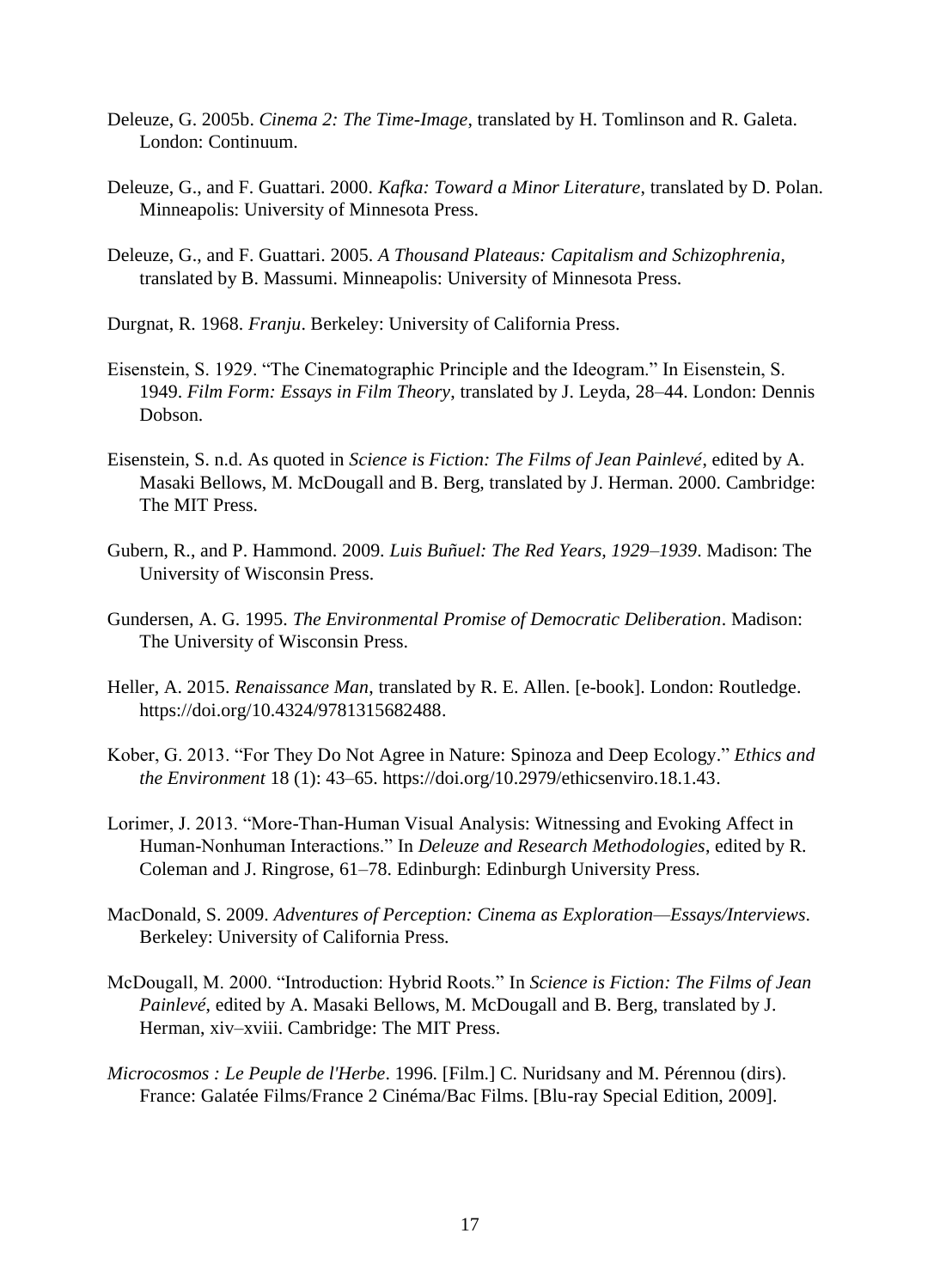Deleuze, G. 2005b. *Cinema 2: The Time-Image*, translated by H. Tomlinson and R. Galeta. London: Continuum.

Deleuze, G., and F. Guattari. 2000. *Kafka: Toward a Minor Literature*, translated by D. Polan. Minneapolis: University of Minnesota Press.

Deleuze, G., and F. Guattari. 2005. *A Thousand Plateaus: Capitalism and Schizophrenia*, translated by B. Massumi. Minneapolis: University of Minnesota Press.

Durgnat, R. 1968. *Franju*. Berkeley: University of California Press.

Eisenstein, S. 1929. "The Cinematographic Principle and the Ideogram." In Eisenstein, S. 1949. *Film Form: Essays in Film Theory*, translated by J. Leyda, 28–44. London: Dennis Dobson.

Eisenstein, S. n.d. As quoted in *Science is Fiction: The Films of Jean Painlevé*, edited by A. Masaki Bellows, M. McDougall and B. Berg, translated by J. Herman. 2000. Cambridge: The MIT Press.

Gubern, R., and P. Hammond. 2009. *Luis Buñuel: The Red Years, 1929–1939*. Madison: The University of Wisconsin Press.

Gundersen, A. G. 1995. *The Environmental Promise of Democratic Deliberation*. Madison: The University of Wisconsin Press.

Heller, A. 2015. *Renaissance Man*, translated by R. E. Allen. [e-book]. London: Routledge. https://doi.org/10.4324/9781315682488.

Kober, G. 2013. "For They Do Not Agree in Nature: Spinoza and Deep Ecology." *Ethics and the Environment* 18 (1): 43–65. https://doi.org/10.2979/ethicsenviro.18.1.43.

Lorimer, J. 2013. "More-Than-Human Visual Analysis: Witnessing and Evoking Affect in Human-Nonhuman Interactions." In *Deleuze and Research Methodologies*, edited by R. Coleman and J. Ringrose, 61–78. Edinburgh: Edinburgh University Press.

MacDonald, S. 2009. *Adventures of Perception: Cinema as Exploration—Essays/Interviews*. Berkeley: University of California Press.

McDougall, M. 2000. "Introduction: Hybrid Roots." In *Science is Fiction: The Films of Jean Painlevé*, edited by A. Masaki Bellows, M. McDougall and B. Berg, translated by J. Herman, xiv–xviii. Cambridge: The MIT Press.

*Microcosmos : Le Peuple de l'Herbe*. 1996. [Film.] C. Nuridsany and M. Pérennou (dirs). France: Galatée Films/France 2 Cinéma/Bac Films. [Blu-ray Special Edition, 2009].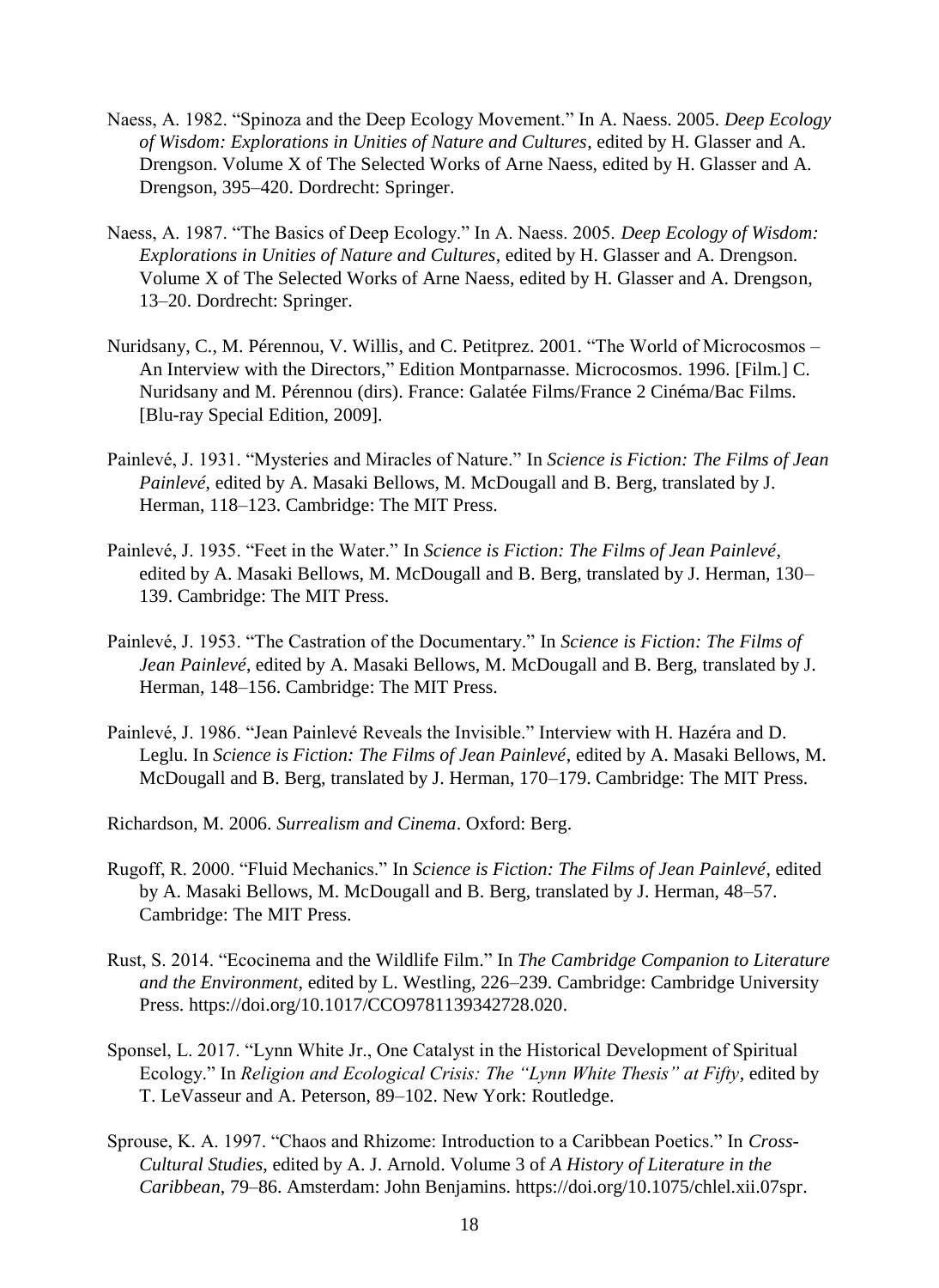Naess, A. 1982. "Spinoza and the Deep Ecology Movement." In A. Naess. 2005. *Deep Ecology of Wisdom: Explorations in Unities of Nature and Cultures*, edited by H. Glasser and A. Drengson. Volume X of The Selected Works of Arne Naess, edited by H. Glasser and A. Drengson, 395–420. Dordrecht: Springer.

Naess, A. 1987. "The Basics of Deep Ecology." In A. Naess. 2005. *Deep Ecology of Wisdom: Explorations in Unities of Nature and Cultures*, edited by H. Glasser and A. Drengson. Volume X of The Selected Works of Arne Naess, edited by H. Glasser and A. Drengson, 13–20. Dordrecht: Springer.

Nuridsany, C., M. Pérennou, V. Willis, and C. Petitprez. 2001. "The World of Microcosmos – An Interview with the Directors," Edition Montparnasse. Microcosmos. 1996. [Film.] C. Nuridsany and M. Pérennou (dirs). France: Galatée Films/France 2 Cinéma/Bac Films. [Blu-ray Special Edition, 2009].

Painlevé, J. 1931. "Mysteries and Miracles of Nature." In *Science is Fiction: The Films of Jean Painlevé*, edited by A. Masaki Bellows, M. McDougall and B. Berg, translated by J. Herman, 118–123. Cambridge: The MIT Press.

Painlevé, J. 1935. "Feet in the Water." In *Science is Fiction: The Films of Jean Painlevé*, edited by A. Masaki Bellows, M. McDougall and B. Berg, translated by J. Herman, 130–139. Cambridge: The MIT Press.

Painlevé, J. 1953. "The Castration of the Documentary." In *Science is Fiction: The Films of Jean Painlevé*, edited by A. Masaki Bellows, M. McDougall and B. Berg, translated by J. Herman, 148–156. Cambridge: The MIT Press.

Painlevé, J. 1986. "Jean Painlevé Reveals the Invisible." Interview with H. Hazéra and D. Leglu. In *Science is Fiction: The Films of Jean Painlevé*, edited by A. Masaki Bellows, M. McDougall and B. Berg, translated by J. Herman, 170–179. Cambridge: The MIT Press.

Richardson, M. 2006. *Surrealism and Cinema*. Oxford: Berg.

Rugoff, R. 2000. "Fluid Mechanics." In *Science is Fiction: The Films of Jean Painlevé*, edited by A. Masaki Bellows, M. McDougall and B. Berg, translated by J. Herman, 48–57. Cambridge: The MIT Press.

Rust, S. 2014. "Ecocinema and the Wildlife Film." In *The Cambridge Companion to Literature and the Environment*, edited by L. Westling, 226–239. Cambridge: Cambridge University Press. https://doi.org/10.1017/CCO9781139342728.020.

Sponsel, L. 2017. "Lynn White Jr., One Catalyst in the Historical Development of Spiritual Ecology." In *Religion and Ecological Crisis: The "Lynn White Thesis" at Fifty*, edited by T. LeVasseur and A. Peterson, 89–102. New York: Routledge.

Sprouse, K. A. 1997. "Chaos and Rhizome: Introduction to a Caribbean Poetics." In *Cross-Cultural Studies*, edited by A. J. Arnold. Volume 3 of *A History of Literature in the Caribbean*, 79–86. Amsterdam: John Benjamins. https://doi.org/10.1075/chlel.xii.07spr.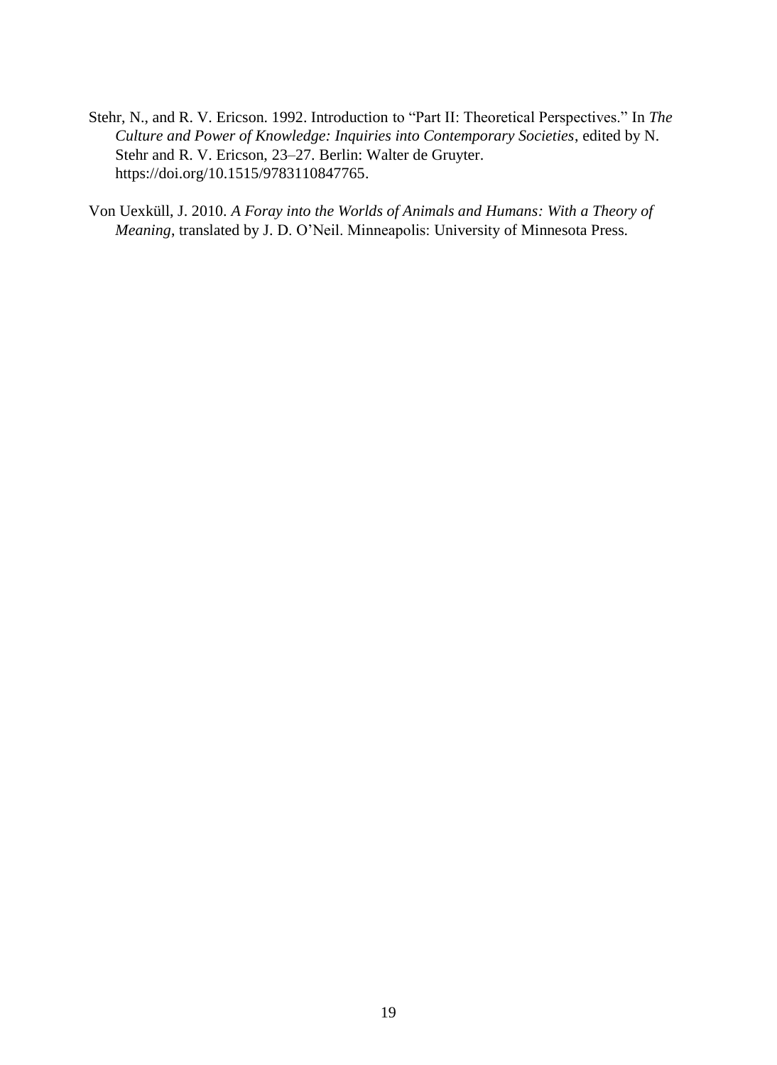Stehr, N., and R. V. Ericson. 1992. Introduction to "Part II: Theoretical Perspectives." In *The Culture and Power of Knowledge: Inquiries into Contemporary Societies*, edited by N. Stehr and R. V. Ericson, 23–27. Berlin: Walter de Gruyter. https://doi.org/10.1515/9783110847765.

Von Uexküll, J. 2010. *A Foray into the Worlds of Animals and Humans: With a Theory of Meaning*, translated by J. D. O'Neil. Minneapolis: University of Minnesota Press.